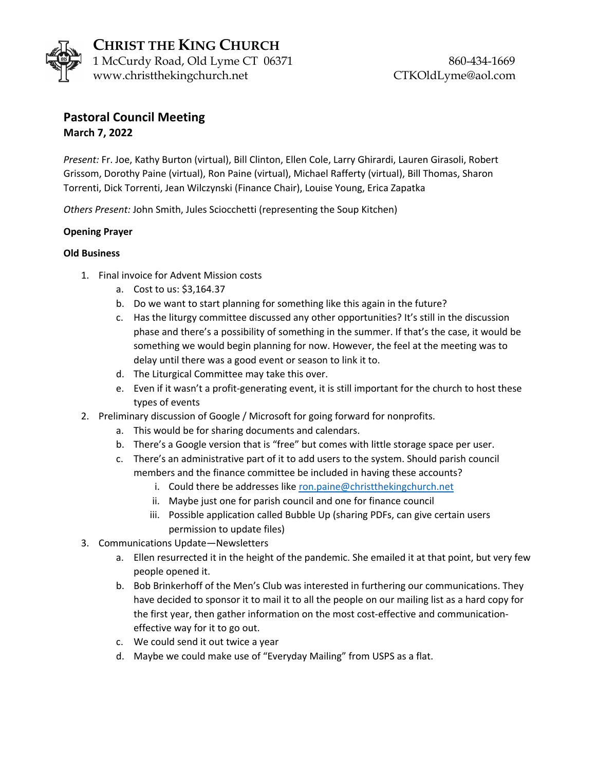# CHRIST THE KING CHURCH

1 McCurdy Road, Old Lyme CT 06371
www.christthekingchurch.net

860-434-1669
CTKOldLyme@aol.com

## Pastoral Council Meeting

**March 7, 2022**

*Present:* Fr. Joe, Kathy Burton (virtual), Bill Clinton, Ellen Cole, Larry Ghirardi, Lauren Girasoli, Robert Grissom, Dorothy Paine (virtual), Ron Paine (virtual), Michael Rafferty (virtual), Bill Thomas, Sharon Torrenti, Dick Torrenti, Jean Wilczynski (Finance Chair), Louise Young, Erica Zapatka

*Others Present:* John Smith, Jules Sciocchetti (representing the Soup Kitchen)

**Opening Prayer**

**Old Business**

1. Final invoice for Advent Mission costs
    a. Cost to us: $3,164.37
    b. Do we want to start planning for something like this again in the future?
    c. Has the liturgy committee discussed any other opportunities? It's still in the discussion phase and there's a possibility of something in the summer. If that's the case, it would be something we would begin planning for now. However, the feel at the meeting was to delay until there was a good event or season to link it to.
    d. The Liturgical Committee may take this over.
    e. Even if it wasn't a profit-generating event, it is still important for the church to host these types of events
2. Preliminary discussion of Google / Microsoft for going forward for nonprofits.
    a. This would be for sharing documents and calendars.
    b. There's a Google version that is "free" but comes with little storage space per user.
    c. There's an administrative part of it to add users to the system. Should parish council members and the finance committee be included in having these accounts?
        i. Could there be addresses like ron.paine@christthekingchurch.net
        ii. Maybe just one for parish council and one for finance council
        iii. Possible application called Bubble Up (sharing PDFs, can give certain users permission to update files)
3. Communications Update—Newsletters
    a. Ellen resurrected it in the height of the pandemic. She emailed it at that point, but very few people opened it.
    b. Bob Brinkerhoff of the Men's Club was interested in furthering our communications. They have decided to sponsor it to mail it to all the people on our mailing list as a hard copy for the first year, then gather information on the most cost-effective and communication-effective way for it to go out.
    c. We could send it out twice a year
    d. Maybe we could make use of "Everyday Mailing" from USPS as a flat.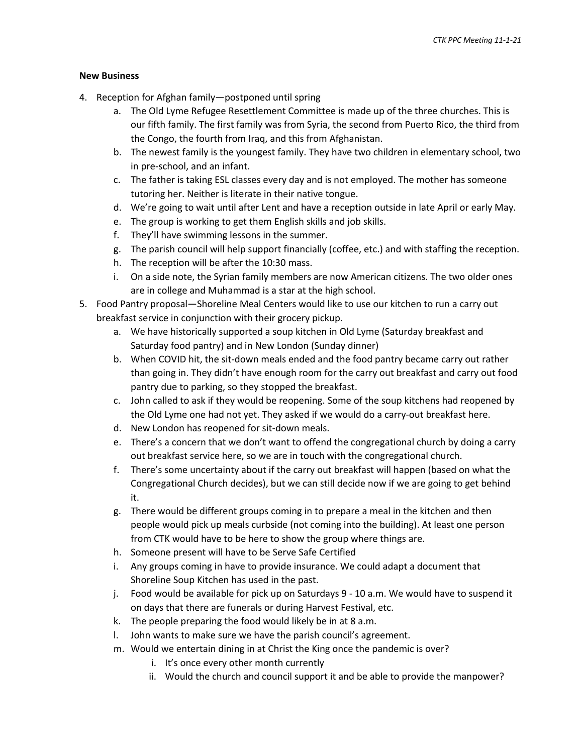**New Business**

4. Reception for Afghan family—postponed until spring
    a. The Old Lyme Refugee Resettlement Committee is made up of the three churches. This is our fifth family. The first family was from Syria, the second from Puerto Rico, the third from the Congo, the fourth from Iraq, and this from Afghanistan.
    b. The newest family is the youngest family. They have two children in elementary school, two in pre-school, and an infant.
    c. The father is taking ESL classes every day and is not employed. The mother has someone tutoring her. Neither is literate in their native tongue.
    d. We're going to wait until after Lent and have a reception outside in late April or early May.
    e. The group is working to get them English skills and job skills.
    f. They'll have swimming lessons in the summer.
    g. The parish council will help support financially (coffee, etc.) and with staffing the reception.
    h. The reception will be after the 10:30 mass.
    i. On a side note, the Syrian family members are now American citizens. The two older ones are in college and Muhammad is a star at the high school.
5. Food Pantry proposal—Shoreline Meal Centers would like to use our kitchen to run a carry out breakfast service in conjunction with their grocery pickup.
    a. We have historically supported a soup kitchen in Old Lyme (Saturday breakfast and Saturday food pantry) and in New London (Sunday dinner)
    b. When COVID hit, the sit-down meals ended and the food pantry became carry out rather than going in. They didn't have enough room for the carry out breakfast and carry out food pantry due to parking, so they stopped the breakfast.
    c. John called to ask if they would be reopening. Some of the soup kitchens had reopened by the Old Lyme one had not yet. They asked if we would do a carry-out breakfast here.
    d. New London has reopened for sit-down meals.
    e. There's a concern that we don't want to offend the congregational church by doing a carry out breakfast service here, so we are in touch with the congregational church.
    f. There's some uncertainty about if the carry out breakfast will happen (based on what the Congregational Church decides), but we can still decide now if we are going to get behind it.
    g. There would be different groups coming in to prepare a meal in the kitchen and then people would pick up meals curbside (not coming into the building). At least one person from CTK would have to be here to show the group where things are.
    h. Someone present will have to be Serve Safe Certified
    i. Any groups coming in have to provide insurance. We could adapt a document that Shoreline Soup Kitchen has used in the past.
    j. Food would be available for pick up on Saturdays 9 - 10 a.m. We would have to suspend it on days that there are funerals or during Harvest Festival, etc.
    k. The people preparing the food would likely be in at 8 a.m.
    l. John wants to make sure we have the parish council's agreement.
    m. Would we entertain dining in at Christ the King once the pandemic is over?
        i. It's once every other month currently
        ii. Would the church and council support it and be able to provide the manpower?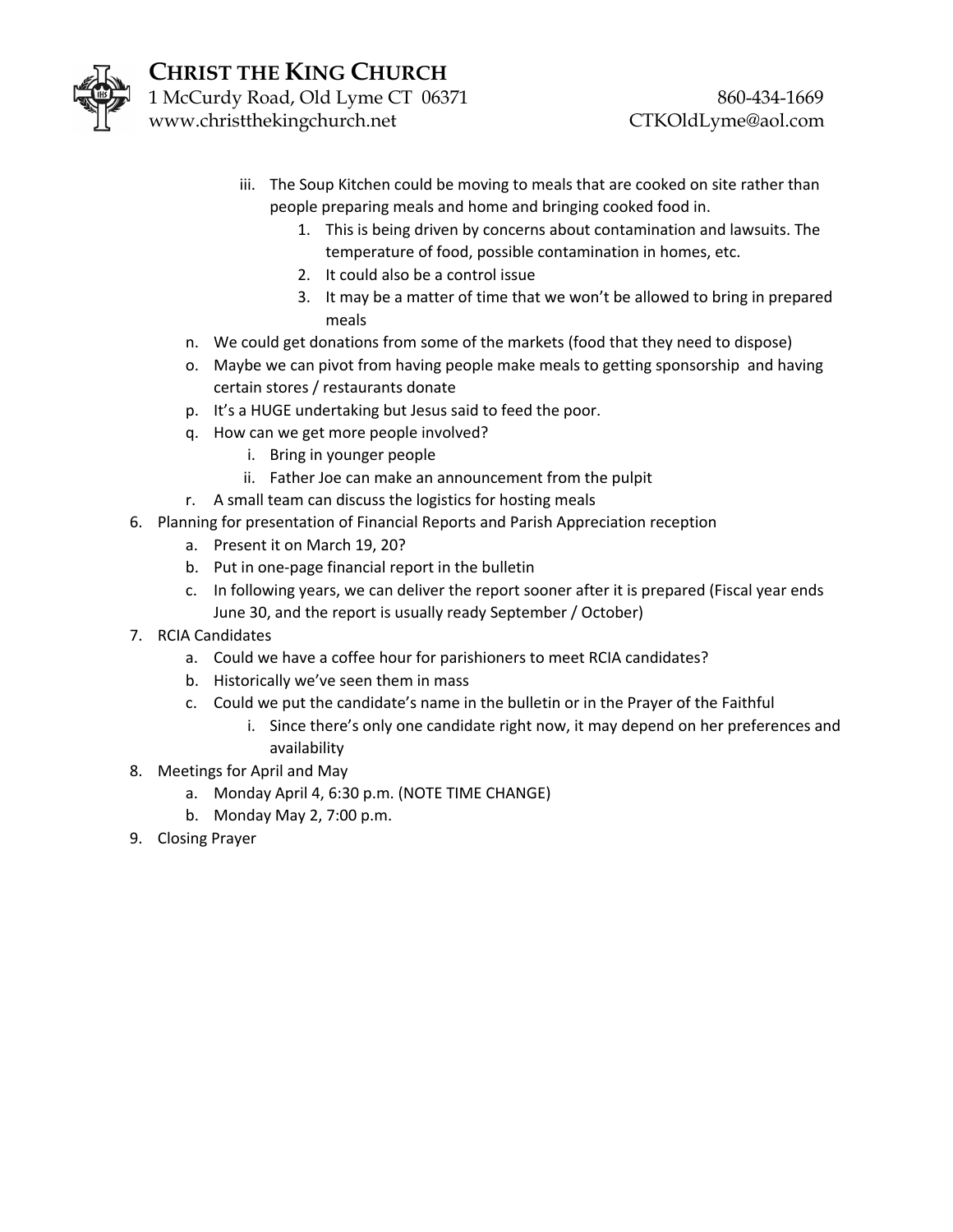iii. The Soup Kitchen could be moving to meals that are cooked on site rather than people preparing meals and home and bringing cooked food in.
   1. This is being driven by concerns about contamination and lawsuits. The temperature of food, possible contamination in homes, etc.
   2. It could also be a control issue
   3. It may be a matter of time that we won't be allowed to bring in prepared meals

n. We could get donations from some of the markets (food that they need to dispose)
o. Maybe we can pivot from having people make meals to getting sponsorship and having certain stores / restaurants donate
p. It's a HUGE undertaking but Jesus said to feed the poor.
q. How can we get more people involved?
   i. Bring in younger people
   ii. Father Joe can make an announcement from the pulpit
r. A small team can discuss the logistics for hosting meals

6. Planning for presentation of Financial Reports and Parish Appreciation reception
   a. Present it on March 19, 20?
   b. Put in one-page financial report in the bulletin
   c. In following years, we can deliver the report sooner after it is prepared (Fiscal year ends June 30, and the report is usually ready September / October)
7. RCIA Candidates
   a. Could we have a coffee hour for parishioners to meet RCIA candidates?
   b. Historically we've seen them in mass
   c. Could we put the candidate's name in the bulletin or in the Prayer of the Faithful
      i. Since there's only one candidate right now, it may depend on her preferences and availability
8. Meetings for April and May
   a. Monday April 4, 6:30 p.m. (NOTE TIME CHANGE)
   b. Monday May 2, 7:00 p.m.
9. Closing Prayer